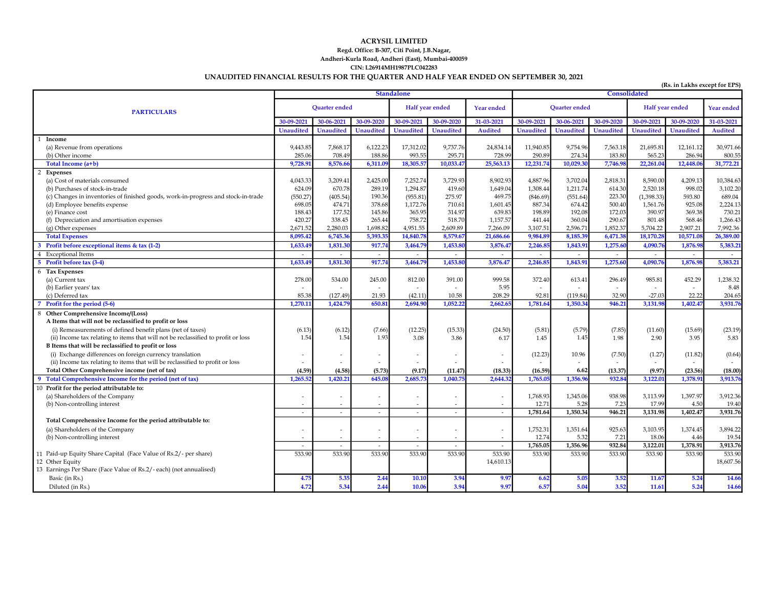# ACRYSIL LIMITED

**Regd. Office: B-307, Citi Point, J.B.Nagar,**
**Andheri-Kurla Road, Andheri (East), Mumbai-400059**
**CIN: L26914MH1987PLC042283**

## UNAUDITED FINANCIAL RESULTS FOR THE QUARTER AND HALF YEAR ENDED ON SEPTEMBER 30, 2021

(Rs. in Lakhs except for EPS)

| PARTICULARS | Standalone | | | | | | Consolidated | | | | | |
|---|---|---|---|---|---|---|---|---|---|---|---|---|
| | Quarter ended | | | Half year ended | | Year ended | Quarter ended | | | Half year ended | | Year ended |
| | 30-09-2021 | 30-06-2021 | 30-09-2020 | 30-09-2021 | 30-09-2020 | 31-03-2021 | 30-09-2021 | 30-06-2021 | 30-09-2020 | 30-09-2021 | 30-09-2020 | 31-03-2021 |
| | Unaudited | Unaudited | Unaudited | Unaudited | Unaudited | Audited | Unaudited | Unaudited | Unaudited | Unaudited | Unaudited | Audited |
| **1 Income** | | | | | | | | | | | | |
| (a) Revenue from operations | 9,443.85 | 7,868.17 | 6,122.23 | 17,312.02 | 9,737.76 | 24,834.14 | 11,940.85 | 9,754.96 | 7,563.18 | 21,695.81 | 12,161.12 | 30,971.66 |
| (b) Other income | 285.06 | 708.49 | 188.86 | 993.55 | 295.71 | 728.99 | 290.89 | 274.34 | 183.80 | 565.23 | 286.94 | 800.55 |
| **Total Income (a+b)** | **9,728.91** | **8,576.66** | **6,311.09** | **18,305.57** | **10,033.47** | **25,563.13** | **12,231.74** | **10,029.30** | **7,746.98** | **22,261.04** | **12,448.06** | **31,772.21** |
| **2 Expenses** | | | | | | | | | | | | |
| (a) Cost of materials consumed | 4,043.33 | 3,209.41 | 2,425.00 | 7,252.74 | 3,729.93 | 8,902.93 | 4,887.96 | 3,702.04 | 2,818.31 | 8,590.00 | 4,209.13 | 10,384.63 |
| (b) Purchases of stock-in-trade | 624.09 | 670.78 | 289.19 | 1,294.87 | 419.60 | 1,649.04 | 1,308.44 | 1,211.74 | 614.30 | 2,520.18 | 998.02 | 3,102.20 |
| (c) Changes in inventories of finished goods, work-in-progress and stock-in-trade | (550.27) | (405.54) | 190.36 | (955.81) | 275.97 | 469.75 | (846.69) | (551.64) | 223.30 | (1,398.33) | 593.80 | 689.04 |
| (d) Employee benefits expense | 698.05 | 474.71 | 378.68 | 1,172.76 | 710.61 | 1,601.45 | 887.34 | 674.42 | 500.40 | 1,561.76 | 925.08 | 2,224.13 |
| (e) Finance cost | 188.43 | 177.52 | 145.86 | 365.95 | 314.97 | 639.83 | 198.89 | 192.08 | 172.03 | 390.97 | 369.38 | 730.21 |
| (f) Depreciation and amortisation expenses | 420.27 | 338.45 | 265.44 | 758.72 | 518.70 | 1,157.57 | 441.44 | 360.04 | 290.67 | 801.48 | 568.46 | 1,266.43 |
| (g) Other expenses | 2,671.52 | 2,280.03 | 1,698.82 | 4,951.55 | 2,609.89 | 7,266.09 | 3,107.51 | 2,596.71 | 1,852.37 | 5,704.22 | 2,907.21 | 7,992.36 |
| **Total Expenses** | **8,095.42** | **6,745.36** | **5,393.35** | **14,840.78** | **8,579.67** | **21,686.66** | **9,984.89** | **8,185.39** | **6,471.38** | **18,170.28** | **10,571.08** | **26,389.00** |
| **3 Profit before exceptional items & tax (1-2)** | **1,633.49** | **1,831.30** | **917.74** | **3,464.79** | **1,453.80** | **3,876.47** | **2,246.85** | **1,843.91** | **1,275.60** | **4,090.76** | **1,876.98** | **5,383.21** |
| 4 Exceptional Items | - | - | - | - | - | - | - | - | - | - | - | - |
| **5 Profit before tax (3-4)** | **1,633.49** | **1,831.30** | **917.74** | **3,464.79** | **1,453.80** | **3,876.47** | **2,246.85** | **1,843.91** | **1,275.60** | **4,090.76** | **1,876.98** | **5,383.21** |
| **6 Tax Expenses** | | | | | | | | | | | | |
| (a) Current tax | 278.00 | 534.00 | 245.00 | 812.00 | 391.00 | 999.58 | 372.40 | 613.41 | 296.49 | 985.81 | 452.29 | 1,238.32 |
| (b) Earlier years' tax | - | - | - | - | - | 5.95 | - | - | - | - | - | 8.48 |
| (c) Deferred tax | 85.38 | (127.49) | 21.93 | (42.11) | 10.58 | 208.29 | 92.81 | (119.84) | 32.90 | -27.03 | 22.22 | 204.65 |
| **7 Profit for the period (5-6)** | **1,270.11** | **1,424.79** | **650.81** | **2,694.90** | **1,052.22** | **2,662.65** | **1,781.64** | **1,350.34** | **946.21** | **3,131.98** | **1,402.47** | **3,931.76** |
| **8 Other Comprehensive Income/(Loss)** | | | | | | | | | | | | |
| **A Items that will not be reclassified to profit or loss** | | | | | | | | | | | | |
| (i) Remeasurements of defined benefit plans (net of taxes) | (6.13) | (6.12) | (7.66) | (12.25) | (15.33) | (24.50) | (5.81) | (5.79) | (7.85) | (11.60) | (15.69) | (23.19) |
| (ii) Income tax relating to items that will not be reclassified to profit or loss | 1.54 | 1.54 | 1.93 | 3.08 | 3.86 | 6.17 | 1.45 | 1.45 | 1.98 | 2.90 | 3.95 | 5.83 |
| **B Items that will be reclassified to profit or loss** | | | | | | | | | | | | |
| (i) Exchange differences on foreign currency translation | - | - | - | - | - | - | (12.23) | 10.96 | (7.50) | (1.27) | (11.82) | (0.64) |
| (ii) Income tax relating to items that will be reclassified to profit or loss | - | - | - | - | - | - | - | - | - | - | - | - |
| **Total Other Comprehensive income (net of tax)** | **(4.59)** | **(4.58)** | **(5.73)** | **(9.17)** | **(11.47)** | **(18.33)** | **(16.59)** | **6.62** | **(13.37)** | **(9.97)** | **(23.56)** | **(18.00)** |
| **9 Total Comprehensive Income for the period (net of tax)** | **1,265.52** | **1,420.21** | **645.08** | **2,685.73** | **1,040.75** | **2,644.32** | **1,765.05** | **1,356.96** | **932.84** | **3,122.01** | **1,378.91** | **3,913.76** |
| **10 Profit for the period attributable to:** | | | | | | | | | | | | |
| (a) Shareholders of the Company | - | - | - | - | - | - | 1,768.93 | 1,345.06 | 938.98 | 3,113.99 | 1,397.97 | 3,912.36 |
| (b) Non-controlling interest | - | - | - | - | - | - | 12.71 | 5.28 | 7.23 | 17.99 | 4.50 | 19.40 |
| | - | - | - | - | - | - | **1,781.64** | **1,350.34** | **946.21** | **3,131.98** | **1,402.47** | **3,931.76** |
| **Total Comprehensive Income for the period attributable to:** | | | | | | | | | | | | |
| (a) Shareholders of the Company | - | - | - | - | - | - | 1,752.31 | 1,351.64 | 925.63 | 3,103.95 | 1,374.45 | 3,894.22 |
| (b) Non-controlling interest | - | - | - | - | - | - | 12.74 | 5.32 | 7.21 | 18.06 | 4.46 | 19.54 |
| | - | - | - | - | - | - | **1,765.05** | **1,356.96** | **932.84** | **3,122.01** | **1,378.91** | **3,913.76** |
| 11 Paid-up Equity Share Capital (Face Value of Rs.2/- per share) | 533.90 | 533.90 | 533.90 | 533.90 | 533.90 | 533.90 | 533.90 | 533.90 | 533.90 | 533.90 | 533.90 | 533.90 |
| 12 Other Equity | | | | | | 14,610.13 | | | | | | 18,607.56 |
| 13 Earnings Per Share (Face Value of Rs.2/- each) (not annualised) | | | | | | | | | | | | |
| Basic (in Rs.) | **4.75** | **5.35** | **2.44** | **10.10** | **3.94** | **9.97** | **6.62** | **5.05** | **3.52** | **11.67** | **5.24** | **14.66** |
| Diluted (in Rs.) | **4.72** | **5.34** | **2.44** | **10.06** | **3.94** | **9.97** | **6.57** | **5.04** | **3.52** | **11.61** | **5.24** | **14.66** |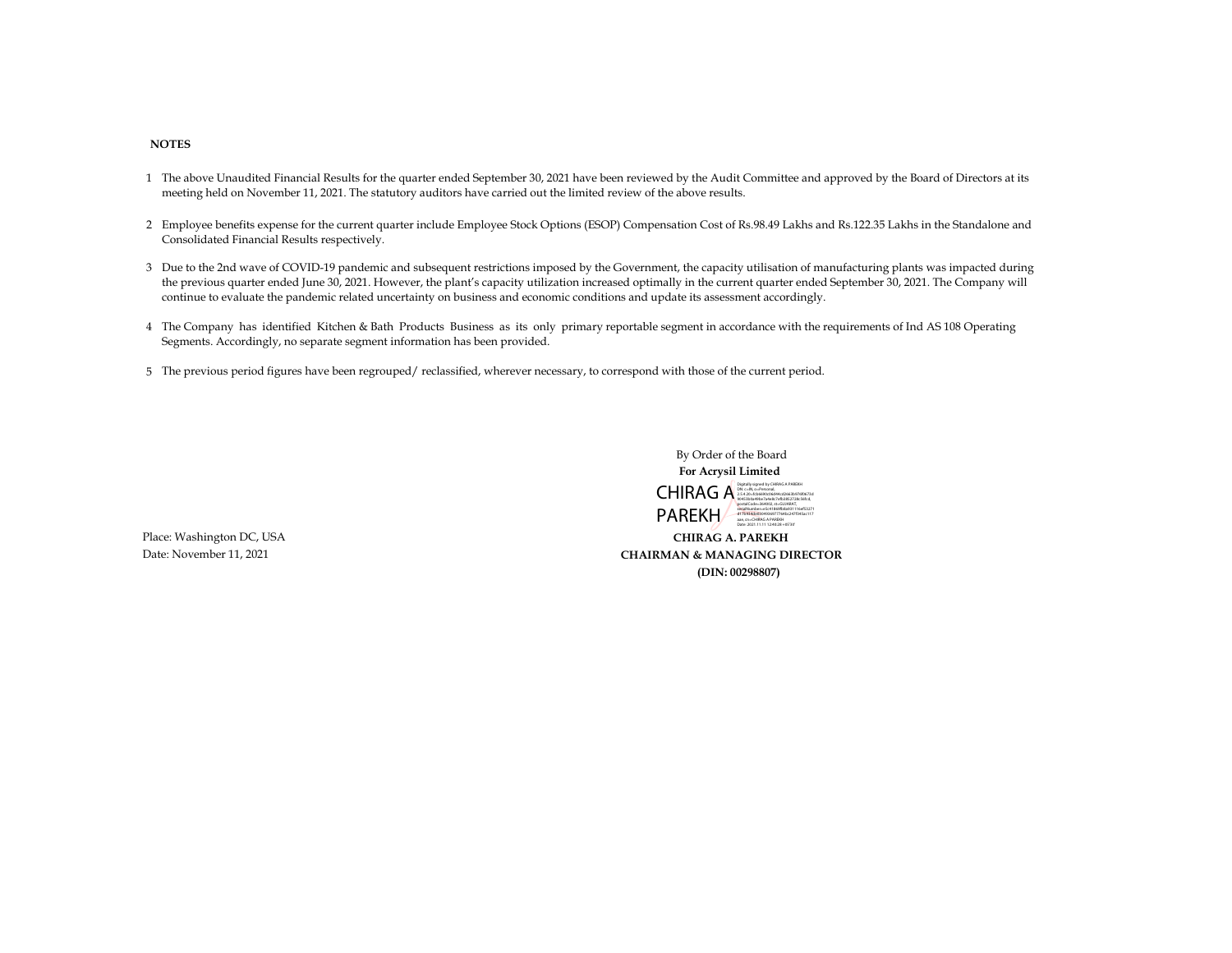**NOTES**

1. The above Unaudited Financial Results for the quarter ended September 30, 2021 have been reviewed by the Audit Committee and approved by the Board of Directors at its meeting held on November 11, 2021. The statutory auditors have carried out the limited review of the above results.

2. Employee benefits expense for the current quarter include Employee Stock Options (ESOP) Compensation Cost of Rs.98.49 Lakhs and Rs.122.35 Lakhs in the Standalone and Consolidated Financial Results respectively.

3. Due to the 2nd wave of COVID-19 pandemic and subsequent restrictions imposed by the Government, the capacity utilisation of manufacturing plants was impacted during the previous quarter ended June 30, 2021. However, the plant's capacity utilization increased optimally in the current quarter ended September 30, 2021. The Company will continue to evaluate the pandemic related uncertainty on business and economic conditions and update its assessment accordingly.

4. The Company has identified Kitchen & Bath Products Business as its only primary reportable segment in accordance with the requirements of Ind AS 108 Operating Segments. Accordingly, no separate segment information has been provided.

5. The previous period figures have been regrouped/ reclassified, wherever necessary, to correspond with those of the current period.

By Order of the Board
**For Acrysil Limited**

CHIRAG A PAREKH

Place: Washington DC, USA
Date: November 11, 2021

**CHIRAG A. PAREKH**
**CHAIRMAN & MANAGING DIRECTOR**
**(DIN: 00298807)**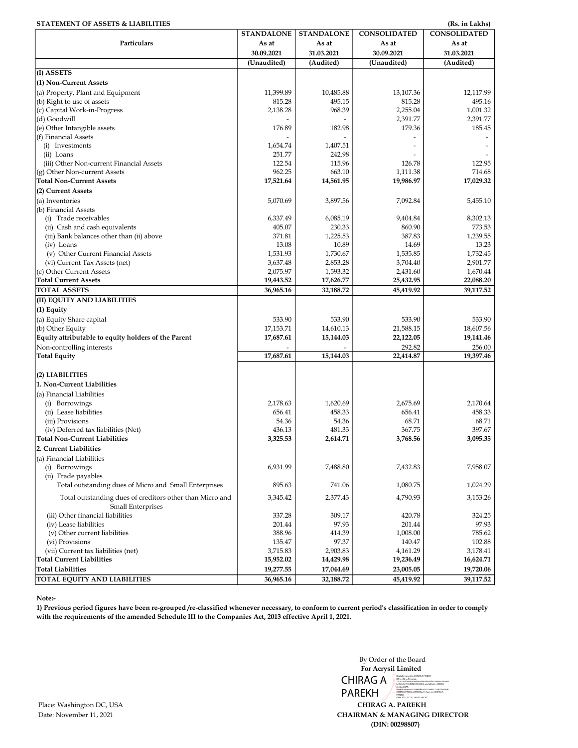**STATEMENT OF ASSETS & LIABILITIES** **(Rs. in Lakhs)**

| Particulars | STANDALONE As at 30.09.2021 (Unaudited) | STANDALONE As at 31.03.2021 (Audited) | CONSOLIDATED As at 30.09.2021 (Unaudited) | CONSOLIDATED As at 31.03.2021 (Audited) |
|---|---|---|---|---|
| **(I) ASSETS** | | | | |
| **(1) Non-Current Assets** | | | | |
| (a) Property, Plant and Equipment | 11,399.89 | 10,485.88 | 13,107.36 | 12,117.99 |
| (b) Right to use of assets | 815.28 | 495.15 | 815.28 | 495.16 |
| (c) Capital Work-in-Progress | 2,138.28 | 968.39 | 2,255.04 | 1,001.32 |
| (d) Goodwill | - | - | 2,391.77 | 2,391.77 |
| (e) Other Intangible assets | 176.89 | 182.98 | 179.36 | 185.45 |
| (f) Financial Assets | - | - | - | - |
| (i) Investments | 1,654.74 | 1,407.51 | - | - |
| (ii) Loans | 251.77 | 242.98 | - | - |
| (iii) Other Non-current Financial Assets | 122.54 | 115.96 | 126.78 | 122.95 |
| (g) Other Non-current Assets | 962.25 | 663.10 | 1,111.38 | 714.68 |
| **Total Non-Current Assets** | **17,521.64** | **14,561.95** | **19,986.97** | **17,029.32** |
| **(2) Current Assets** | | | | |
| (a) Inventories | 5,070.69 | 3,897.56 | 7,092.84 | 5,455.10 |
| (b) Financial Assets | | | | |
| (i) Trade receivables | 6,337.49 | 6,085.19 | 9,404.84 | 8,302.13 |
| (ii) Cash and cash equivalents | 405.07 | 230.33 | 860.90 | 773.53 |
| (iii) Bank balances other than (ii) above | 371.81 | 1,225.53 | 387.83 | 1,239.55 |
| (iv) Loans | 13.08 | 10.89 | 14.69 | 13.23 |
| (v) Other Current Financial Assets | 1,531.93 | 1,730.67 | 1,535.85 | 1,732.45 |
| (vi) Current Tax Assets (net) | 3,637.48 | 2,853.28 | 3,704.40 | 2,901.77 |
| (c) Other Current Assets | 2,075.97 | 1,593.32 | 2,431.60 | 1,670.44 |
| **Total Current Assets** | **19,443.52** | **17,626.77** | **25,432.95** | **22,088.20** |
| **TOTAL ASSETS** | **36,965.16** | **32,188.72** | **45,419.92** | **39,117.52** |
| **(II) EQUITY AND LIABILITIES** | | | | |
| **(1) Equity** | | | | |
| (a) Equity Share capital | 533.90 | 533.90 | 533.90 | 533.90 |
| (b) Other Equity | 17,153.71 | 14,610.13 | 21,588.15 | 18,607.56 |
| **Equity attributable to equity holders of the Parent** | **17,687.61** | **15,144.03** | **22,122.05** | **19,141.46** |
| Non-controlling interests | - | - | 292.82 | 256.00 |
| **Total Equity** | **17,687.61** | **15,144.03** | **22,414.87** | **19,397.46** |
| **(2) LIABILITIES** | | | | |
| **1. Non-Current Liabilities** | | | | |
| (a) Financial Liabilities | | | | |
| (i) Borrowings | 2,178.63 | 1,620.69 | 2,675.69 | 2,170.64 |
| (ii) Lease liabilities | 656.41 | 458.33 | 656.41 | 458.33 |
| (iii) Provisions | 54.36 | 54.36 | 68.71 | 68.71 |
| (iv) Deferred tax liabilities (Net) | 436.13 | 481.33 | 367.75 | 397.67 |
| **Total Non-Current Liabilities** | **3,325.53** | **2,614.71** | **3,768.56** | **3,095.35** |
| **2. Current Liabilities** | | | | |
| (a) Financial Liabilities | | | | |
| (i) Borrowings | 6,931.99 | 7,488.80 | 7,432.83 | 7,958.07 |
| (ii) Trade payables | | | | |
| Total outstanding dues of Micro and Small Enterprises | 895.63 | 741.06 | 1,080.75 | 1,024.29 |
| Total outstanding dues of creditors other than Micro and Small Enterprises | 3,345.42 | 2,377.43 | 4,790.93 | 3,153.26 |
| (iii) Other financial liabilities | 337.28 | 309.17 | 420.78 | 324.25 |
| (iv) Lease liabilities | 201.44 | 97.93 | 201.44 | 97.93 |
| (v) Other current liabilities | 388.96 | 414.39 | 1,008.00 | 785.62 |
| (vi) Provisions | 135.47 | 97.37 | 140.47 | 102.88 |
| (vii) Current tax liabilities (net) | 3,715.83 | 2,903.83 | 4,161.29 | 3,178.41 |
| **Total Current Liabilities** | **15,952.02** | **14,429.98** | **19,236.49** | **16,624.71** |
| **Total Liabilities** | **19,277.55** | **17,044.69** | **23,005.05** | **19,720.06** |
| **TOTAL EQUITY AND LIABILITIES** | **36,965.16** | **32,188.72** | **45,419.92** | **39,117.52** |

**Note:-**

**1) Previous period figures have been re-grouped /re-classified whenever necessary, to conform to current period's classification in order to comply with the requirements of the amended Schedule III to the Companies Act, 2013 effective April 1, 2021.**

By Order of the Board
**For Acrysil Limited**

CHIRAG A PAREKH

**CHIRAG A. PAREKH**
**CHAIRMAN & MANAGING DIRECTOR**
**(DIN: 00298807)**

Place: Washington DC, USA
Date: November 11, 2021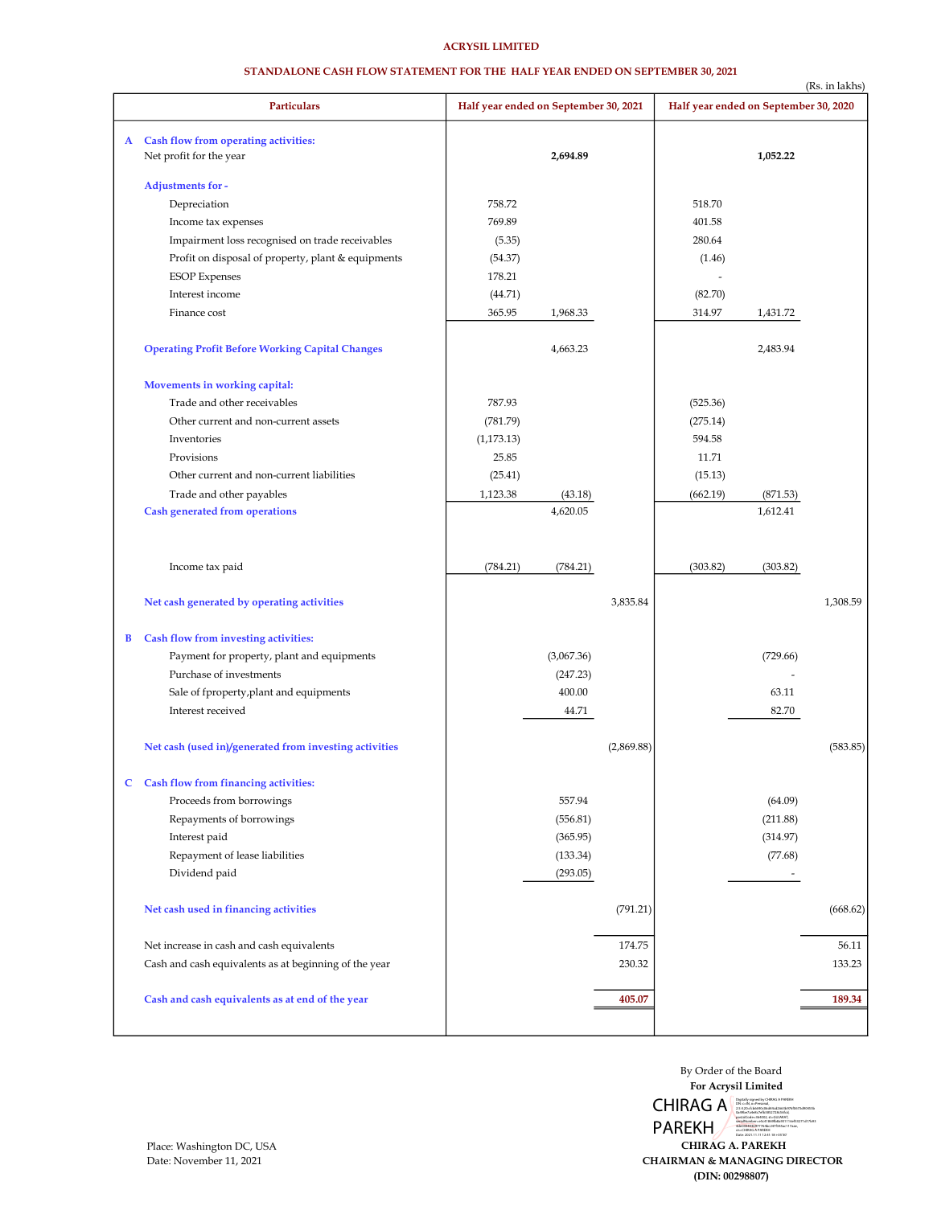**ACRYSIL LIMITED**

**STANDALONE CASH FLOW STATEMENT FOR THE HALF YEAR ENDED ON SEPTEMBER 30, 2021**

(Rs. in lakhs)

| Particulars | Half year ended on September 30, 2021 | | | Half year ended on September 30, 2020 | | |
|---|---|---|---|---|---|---|
| **A Cash flow from operating activities:** | | | | | | |
| Net profit for the year | | **2,694.89** | | | **1,052.22** | |
| **Adjustments for -** | | | | | | |
| Depreciation | 758.72 | | | 518.70 | | |
| Income tax expenses | 769.89 | | | 401.58 | | |
| Impairment loss recognised on trade receivables | (5.35) | | | 280.64 | | |
| Profit on disposal of property, plant & equipments | (54.37) | | | (1.46) | | |
| ESOP Expenses | 178.21 | | | - | | |
| Interest income | (44.71) | | | (82.70) | | |
| Finance cost | 365.95 | 1,968.33 | | 314.97 | 1,431.72 | |
| **Operating Profit Before Working Capital Changes** | | 4,663.23 | | | 2,483.94 | |
| **Movements in working capital:** | | | | | | |
| Trade and other receivables | 787.93 | | | (525.36) | | |
| Other current and non-current assets | (781.79) | | | (275.14) | | |
| Inventories | (1,173.13) | | | 594.58 | | |
| Provisions | 25.85 | | | 11.71 | | |
| Other current and non-current liabilities | (25.41) | | | (15.13) | | |
| Trade and other payables | 1,123.38 | (43.18) | | (662.19) | (871.53) | |
| **Cash generated from operations** | | 4,620.05 | | | 1,612.41 | |
| Income tax paid | (784.21) | (784.21) | | (303.82) | (303.82) | |
| **Net cash generated by operating activities** | | | 3,835.84 | | | 1,308.59 |
| **B Cash flow from investing activities:** | | | | | | |
| Payment for property, plant and equipments | | (3,067.36) | | | (729.66) | |
| Purchase of investments | | (247.23) | | | - | |
| Sale of fproperty,plant and equipments | | 400.00 | | | 63.11 | |
| Interest received | | 44.71 | | | 82.70 | |
| **Net cash (used in)/generated from investing activities** | | | (2,869.88) | | | (583.85) |
| **C Cash flow from financing activities:** | | | | | | |
| Proceeds from borrowings | | 557.94 | | | (64.09) | |
| Repayments of borrowings | | (556.81) | | | (211.88) | |
| Interest paid | | (365.95) | | | (314.97) | |
| Repayment of lease liabilities | | (133.34) | | | (77.68) | |
| Dividend paid | | (293.05) | | | - | |
| **Net cash used in financing activities** | | | (791.21) | | | (668.62) |
| Net increase in cash and cash equivalents | | | 174.75 | | | 56.11 |
| Cash and cash equivalents as at beginning of the year | | | 230.32 | | | 133.23 |
| **Cash and cash equivalents as at end of the year** | | | **405.07** | | | **189.34** |

By Order of the Board

**For Acrysil Limited**

CHIRAG A PAREKH

**CHIRAG A. PAREKH**

**CHAIRMAN & MANAGING DIRECTOR**

**(DIN: 00298807)**

Place: Washington DC, USA

Date: November 11, 2021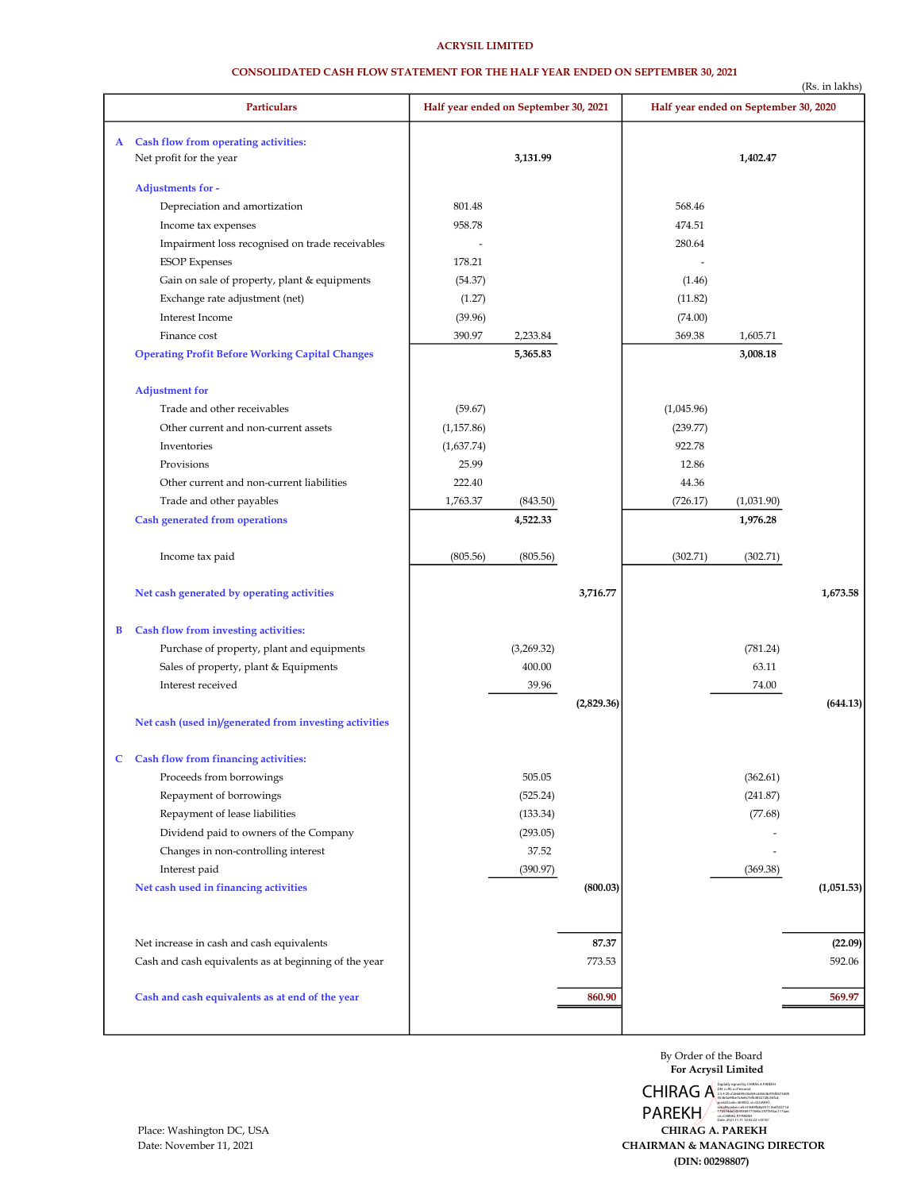**ACRYSIL LIMITED**

**CONSOLIDATED CASH FLOW STATEMENT FOR THE HALF YEAR ENDED ON SEPTEMBER 30, 2021**

(Rs. in lakhs)

| | Particulars | Half year ended on September 30, 2021 | | | Half year ended on September 30, 2020 | | |
|---|---|---|---|---|---|---|---|
| **A** | **Cash flow from operating activities:** | | | | | | |
| | Net profit for the year | | **3,131.99** | | | **1,402.47** | |
| | **Adjustments for -** | | | | | | |
| | Depreciation and amortization | 801.48 | | | 568.46 | | |
| | Income tax expenses | 958.78 | | | 474.51 | | |
| | Impairment loss recognised on trade receivables | - | | | 280.64 | | |
| | ESOP Expenses | 178.21 | | | - | | |
| | Gain on sale of property, plant & equipments | (54.37) | | | (1.46) | | |
| | Exchange rate adjustment (net) | (1.27) | | | (11.82) | | |
| | Interest Income | (39.96) | | | (74.00) | | |
| | Finance cost | 390.97 | 2,233.84 | | 369.38 | 1,605.71 | |
| | **Operating Profit Before Working Capital Changes** | | **5,365.83** | | | **3,008.18** | |
| | **Adjustment for** | | | | | | |
| | Trade and other receivables | (59.67) | | | (1,045.96) | | |
| | Other current and non-current assets | (1,157.86) | | | (239.77) | | |
| | Inventories | (1,637.74) | | | 922.78 | | |
| | Provisions | 25.99 | | | 12.86 | | |
| | Other current and non-current liabilities | 222.40 | | | 44.36 | | |
| | Trade and other payables | 1,763.37 | (843.50) | | (726.17) | (1,031.90) | |
| | **Cash generated from operations** | | **4,522.33** | | | **1,976.28** | |
| | Income tax paid | (805.56) | (805.56) | | (302.71) | (302.71) | |
| | **Net cash generated by operating activities** | | | **3,716.77** | | | **1,673.58** |
| **B** | **Cash flow from investing activities:** | | | | | | |
| | Purchase of property, plant and equipments | | (3,269.32) | | | (781.24) | |
| | Sales of property, plant & Equipments | | 400.00 | | | 63.11 | |
| | Interest received | | 39.96 | | | 74.00 | |
| | | | | **(2,829.36)** | | | **(644.13)** |
| | **Net cash (used in)/generated from investing activities** | | | | | | |
| **C** | **Cash flow from financing activities:** | | | | | | |
| | Proceeds from borrowings | | 505.05 | | | (362.61) | |
| | Repayment of borrowings | | (525.24) | | | (241.87) | |
| | Repayment of lease liabilities | | (133.34) | | | (77.68) | |
| | Dividend paid to owners of the Company | | (293.05) | | | - | |
| | Changes in non-controlling interest | | 37.52 | | | - | |
| | Interest paid | | (390.97) | | | (369.38) | |
| | **Net cash used in financing activities** | | | **(800.03)** | | | **(1,051.53)** |
| | Net increase in cash and cash equivalents | | | **87.37** | | | **(22.09)** |
| | Cash and cash equivalents as at beginning of the year | | | 773.53 | | | 592.06 |
| | **Cash and cash equivalents as at end of the year** | | | **860.90** | | | **569.97** |

By Order of the Board
**For Acrysil Limited**

CHIRAG A PAREKH

**CHIRAG A. PAREKH**
**CHAIRMAN & MANAGING DIRECTOR**
**(DIN: 00298807)**

Place: Washington DC, USA
Date: November 11, 2021